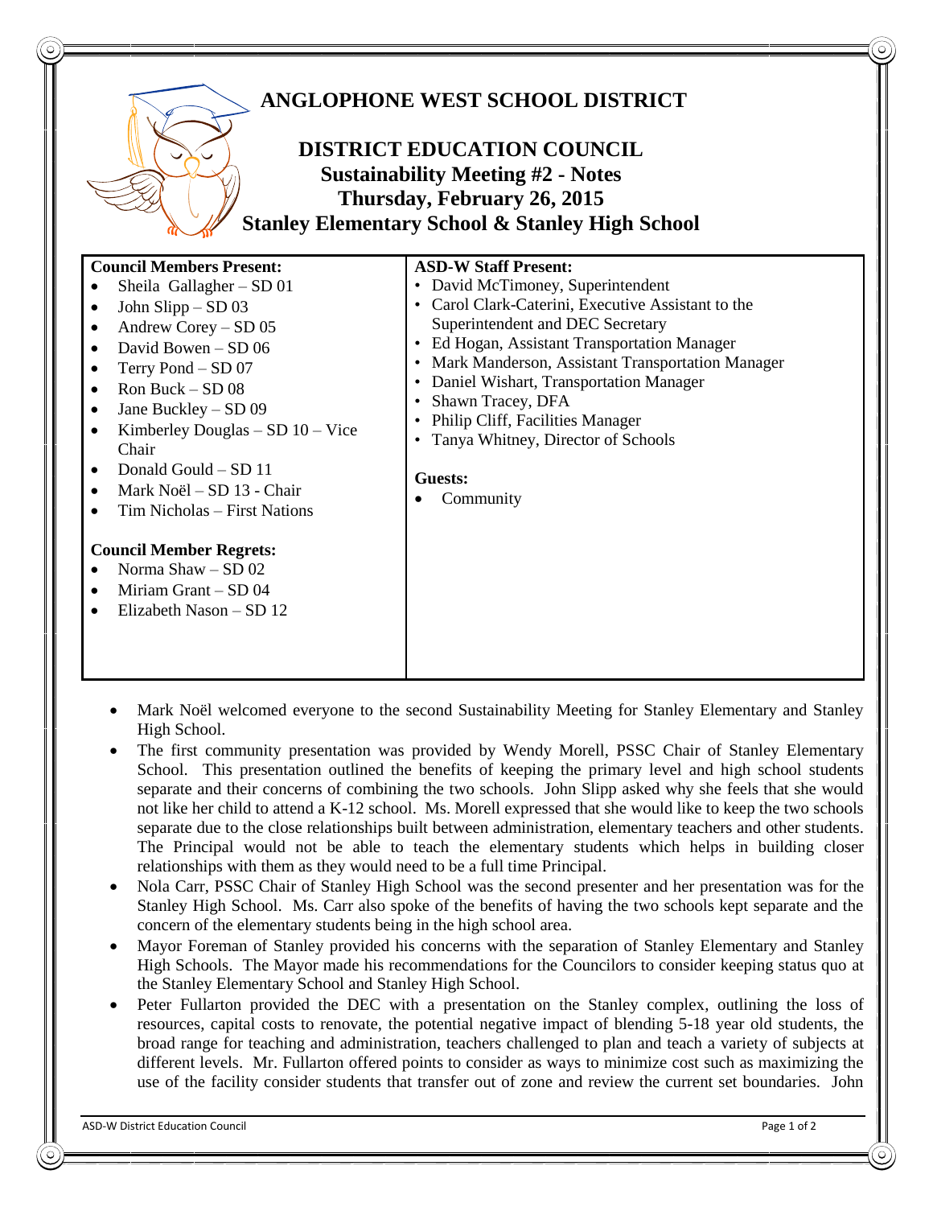# ANGLOPHONE WEST SCHOOL DISTRICT

## DISTRICT EDUCATION COUNCIL

### Sustainability Meeting #2 - Notes
### Thursday, February 26, 2015
### Stanley Elementary School & Stanley High School

| **Council Members Present:** | **ASD-W Staff Present:** |
|---|---|
| • Sheila Gallagher – SD 01<br>• John Slipp – SD 03<br>• Andrew Corey – SD 05<br>• David Bowen – SD 06<br>• Terry Pond – SD 07<br>• Ron Buck – SD 08<br>• Jane Buckley – SD 09<br>• Kimberley Douglas – SD 10 – Vice Chair<br>• Donald Gould – SD 11<br>• Mark Noël – SD 13 - Chair<br>• Tim Nicholas – First Nations<br><br>**Council Member Regrets:**<br>• Norma Shaw – SD 02<br>• Miriam Grant – SD 04<br>• Elizabeth Nason – SD 12 | • David McTimoney, Superintendent<br>• Carol Clark-Caterini, Executive Assistant to the Superintendent and DEC Secretary<br>• Ed Hogan, Assistant Transportation Manager<br>• Mark Manderson, Assistant Transportation Manager<br>• Daniel Wishart, Transportation Manager<br>• Shawn Tracey, DFA<br>• Philip Cliff, Facilities Manager<br>• Tanya Whitney, Director of Schools<br><br>**Guests:**<br>• Community |

- Mark Noël welcomed everyone to the second Sustainability Meeting for Stanley Elementary and Stanley High School.
- The first community presentation was provided by Wendy Morell, PSSC Chair of Stanley Elementary School. This presentation outlined the benefits of keeping the primary level and high school students separate and their concerns of combining the two schools. John Slipp asked why she feels that she would not like her child to attend a K-12 school. Ms. Morell expressed that she would like to keep the two schools separate due to the close relationships built between administration, elementary teachers and other students. The Principal would not be able to teach the elementary students which helps in building closer relationships with them as they would need to be a full time Principal.
- Nola Carr, PSSC Chair of Stanley High School was the second presenter and her presentation was for the Stanley High School. Ms. Carr also spoke of the benefits of having the two schools kept separate and the concern of the elementary students being in the high school area.
- Mayor Foreman of Stanley provided his concerns with the separation of Stanley Elementary and Stanley High Schools. The Mayor made his recommendations for the Councilors to consider keeping status quo at the Stanley Elementary School and Stanley High School.
- Peter Fullarton provided the DEC with a presentation on the Stanley complex, outlining the loss of resources, capital costs to renovate, the potential negative impact of blending 5-18 year old students, the broad range for teaching and administration, teachers challenged to plan and teach a variety of subjects at different levels. Mr. Fullarton offered points to consider as ways to minimize cost such as maximizing the use of the facility consider students that transfer out of zone and review the current set boundaries. John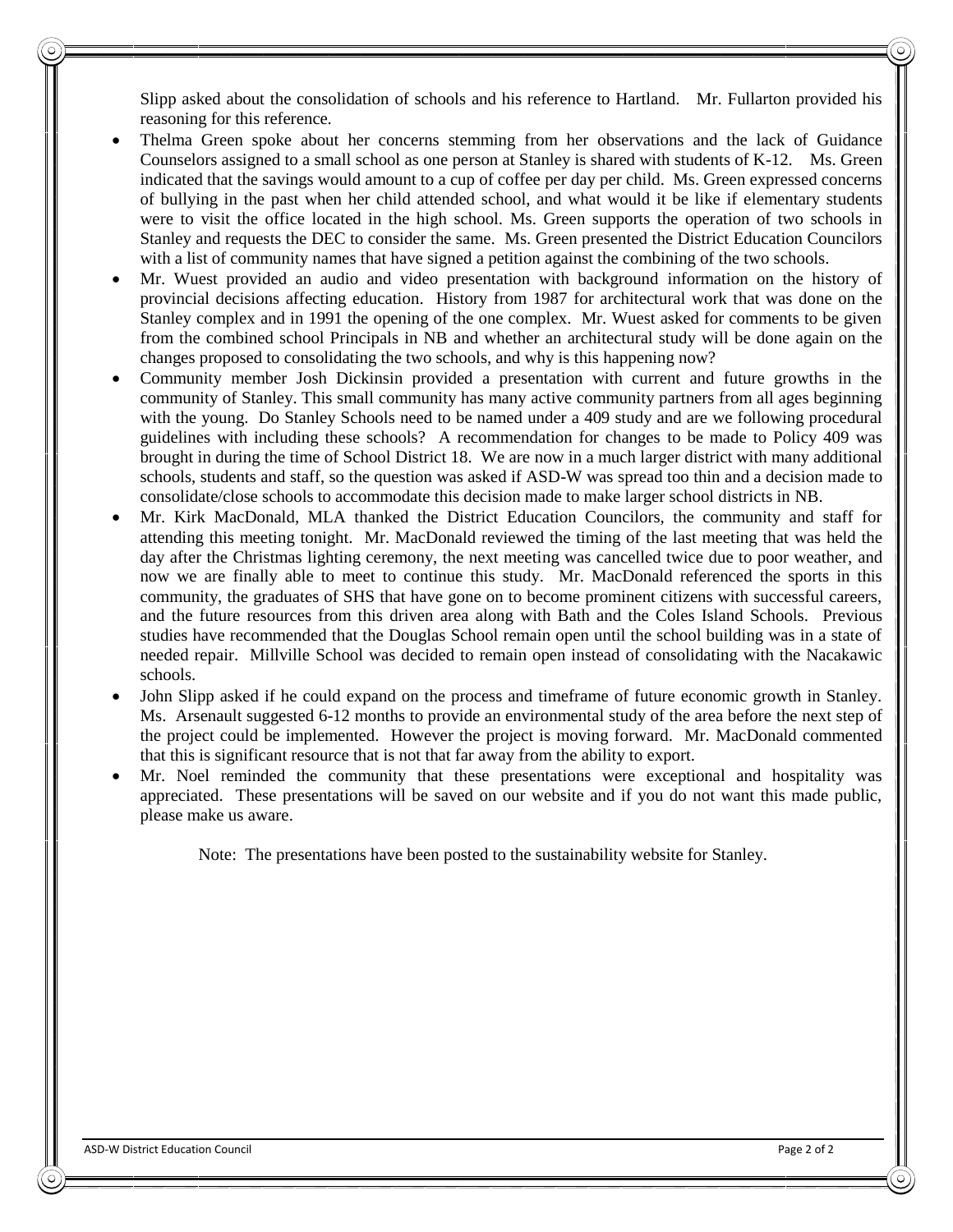Slipp asked about the consolidation of schools and his reference to Hartland. Mr. Fullarton provided his reasoning for this reference.

- Thelma Green spoke about her concerns stemming from her observations and the lack of Guidance Counselors assigned to a small school as one person at Stanley is shared with students of K-12. Ms. Green indicated that the savings would amount to a cup of coffee per day per child. Ms. Green expressed concerns of bullying in the past when her child attended school, and what would it be like if elementary students were to visit the office located in the high school. Ms. Green supports the operation of two schools in Stanley and requests the DEC to consider the same. Ms. Green presented the District Education Councilors with a list of community names that have signed a petition against the combining of the two schools.
- Mr. Wuest provided an audio and video presentation with background information on the history of provincial decisions affecting education. History from 1987 for architectural work that was done on the Stanley complex and in 1991 the opening of the one complex. Mr. Wuest asked for comments to be given from the combined school Principals in NB and whether an architectural study will be done again on the changes proposed to consolidating the two schools, and why is this happening now?
- Community member Josh Dickinsin provided a presentation with current and future growths in the community of Stanley. This small community has many active community partners from all ages beginning with the young. Do Stanley Schools need to be named under a 409 study and are we following procedural guidelines with including these schools? A recommendation for changes to be made to Policy 409 was brought in during the time of School District 18. We are now in a much larger district with many additional schools, students and staff, so the question was asked if ASD-W was spread too thin and a decision made to consolidate/close schools to accommodate this decision made to make larger school districts in NB.
- Mr. Kirk MacDonald, MLA thanked the District Education Councilors, the community and staff for attending this meeting tonight. Mr. MacDonald reviewed the timing of the last meeting that was held the day after the Christmas lighting ceremony, the next meeting was cancelled twice due to poor weather, and now we are finally able to meet to continue this study. Mr. MacDonald referenced the sports in this community, the graduates of SHS that have gone on to become prominent citizens with successful careers, and the future resources from this driven area along with Bath and the Coles Island Schools. Previous studies have recommended that the Douglas School remain open until the school building was in a state of needed repair. Millville School was decided to remain open instead of consolidating with the Nacakawic schools.
- John Slipp asked if he could expand on the process and timeframe of future economic growth in Stanley. Ms. Arsenault suggested 6-12 months to provide an environmental study of the area before the next step of the project could be implemented. However the project is moving forward. Mr. MacDonald commented that this is significant resource that is not that far away from the ability to export.
- Mr. Noel reminded the community that these presentations were exceptional and hospitality was appreciated. These presentations will be saved on our website and if you do not want this made public, please make us aware.

Note: The presentations have been posted to the sustainability website for Stanley.